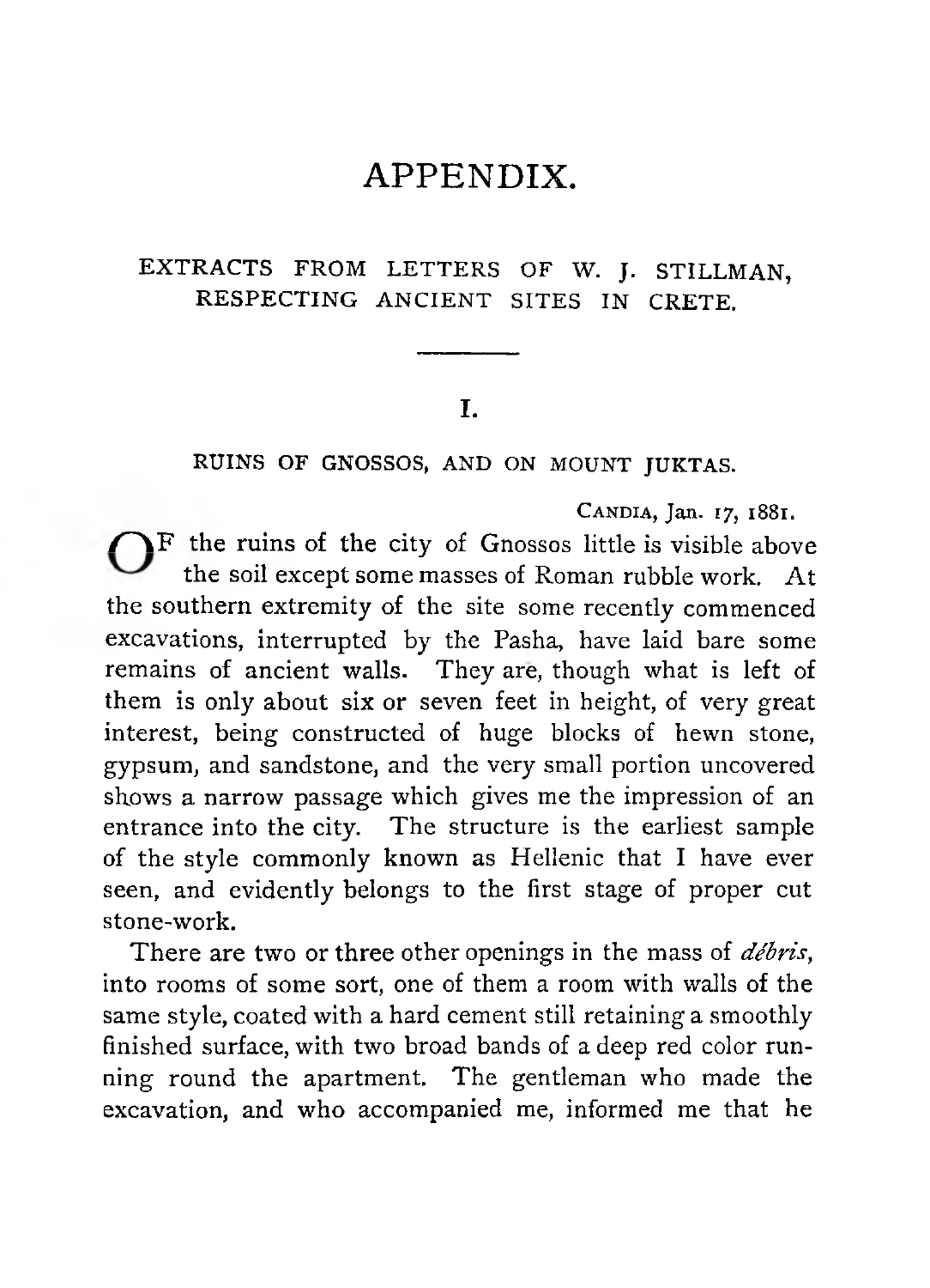# APPENDIX.

## EXTRACTS FROM LETTERS OF W. J. STILLMAN, RESPECTING ANCIENT SITES IN CRETE.

---

### I.

#### RUINS OF GNOSSOS, AND ON MOUNT JUKTAS.

CANDIA, Jan. 17, 1881.

OF the ruins of the city of Gnossos little is visible above the soil except some masses of Roman rubble work. At the southern extremity of the site some recently commenced excavations, interrupted by the Pasha, have laid bare some remains of ancient walls. They are, though what is left of them is only about six or seven feet in height, of very great interest, being constructed of huge blocks of hewn stone, gypsum, and sandstone, and the very small portion uncovered shows a narrow passage which gives me the impression of an entrance into the city. The structure is the earliest sample of the style commonly known as Hellenic that I have ever seen, and evidently belongs to the first stage of proper cut stone-work.

There are two or three other openings in the mass of *débris*, into rooms of some sort, one of them a room with walls of the same style, coated with a hard cement still retaining a smoothly finished surface, with two broad bands of a deep red color running round the apartment. The gentleman who made the excavation, and who accompanied me, informed me that he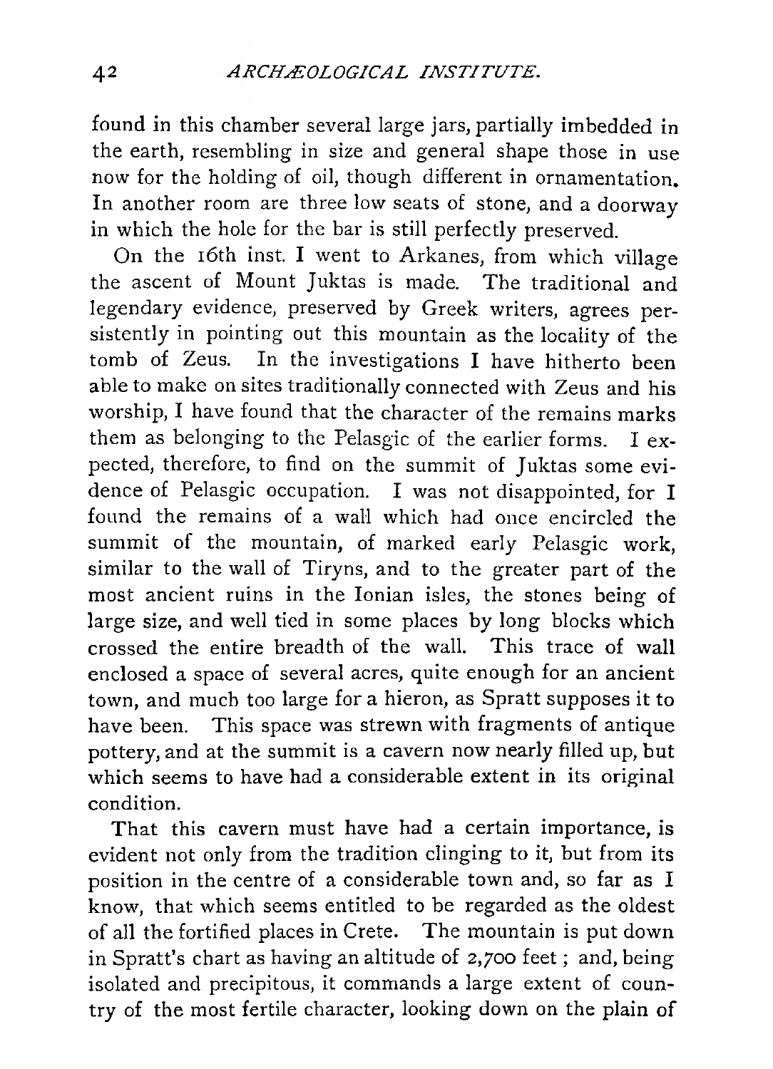found in this chamber several large jars, partially imbedded in the earth, resembling in size and general shape those in use now for the holding of oil, though different in ornamentation. In another room are three low seats of stone, and a doorway in which the hole for the bar is still perfectly preserved.

On the 16th inst. I went to Arkanes, from which village the ascent of Mount Juktas is made. The traditional and legendary evidence, preserved by Greek writers, agrees persistently in pointing out this mountain as the locality of the tomb of Zeus. In the investigations I have hitherto been able to make on sites traditionally connected with Zeus and his worship, I have found that the character of the remains marks them as belonging to the Pelasgic of the earlier forms. I expected, therefore, to find on the summit of Juktas some evidence of Pelasgic occupation. I was not disappointed, for I found the remains of a wall which had once encircled the summit of the mountain, of marked early Pelasgic work, similar to the wall of Tiryns, and to the greater part of the most ancient ruins in the Ionian isles, the stones being of large size, and well tied in some places by long blocks which crossed the entire breadth of the wall. This trace of wall enclosed a space of several acres, quite enough for an ancient town, and much too large for a hieron, as Spratt supposes it to have been. This space was strewn with fragments of antique pottery, and at the summit is a cavern now nearly filled up, but which seems to have had a considerable extent in its original condition.

That this cavern must have had a certain importance, is evident not only from the tradition clinging to it, but from its position in the centre of a considerable town and, so far as I know, that which seems entitled to be regarded as the oldest of all the fortified places in Crete. The mountain is put down in Spratt's chart as having an altitude of 2,700 feet; and, being isolated and precipitous, it commands a large extent of country of the most fertile character, looking down on the plain of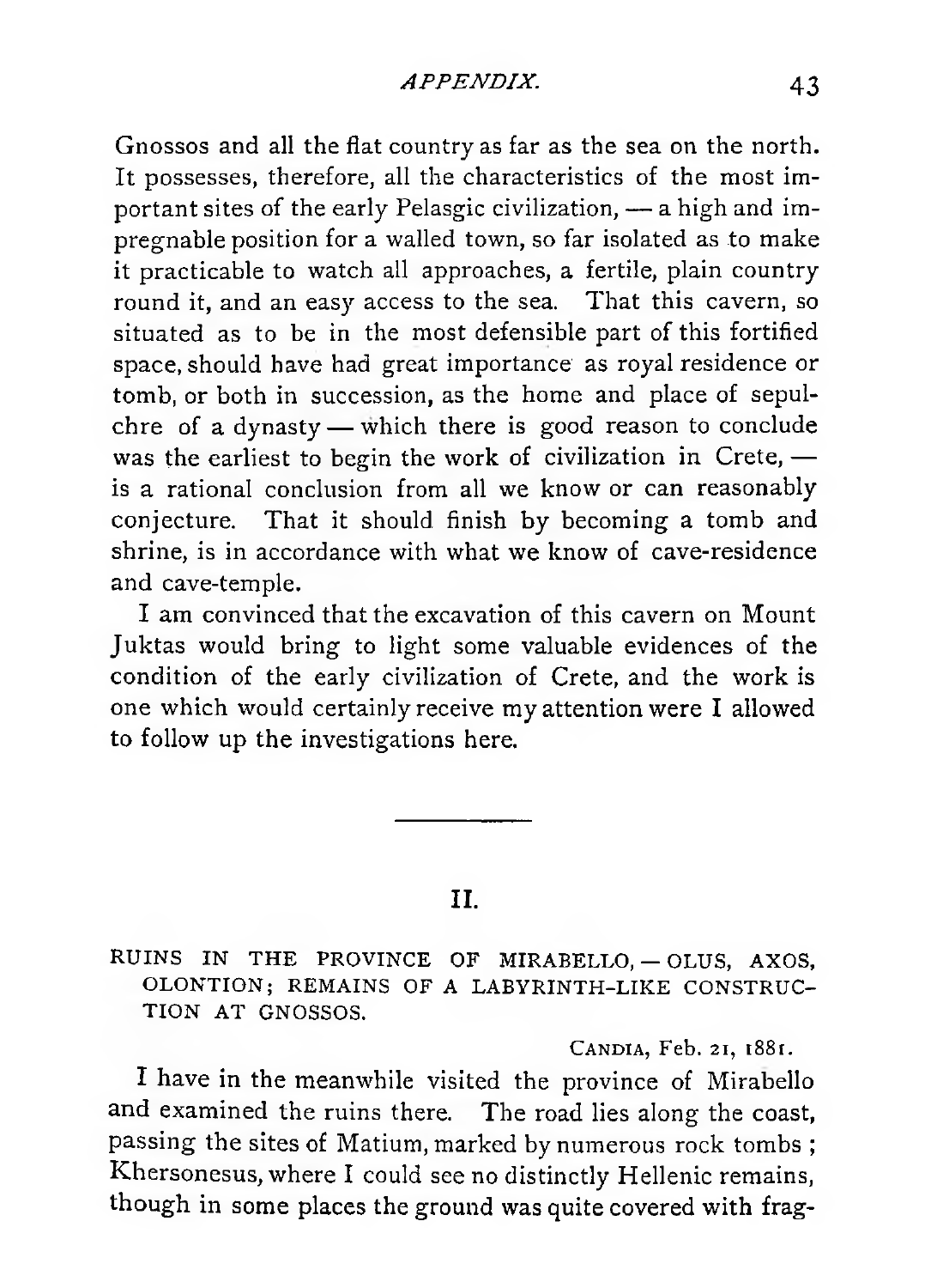Gnossos and all the flat country as far as the sea on the north. It possesses, therefore, all the characteristics of the most important sites of the early Pelasgic civilization, — a high and impregnable position for a walled town, so far isolated as to make it practicable to watch all approaches, a fertile, plain country round it, and an easy access to the sea. That this cavern, so situated as to be in the most defensible part of this fortified space, should have had great importance as royal residence or tomb, or both in succession, as the home and place of sepulchre of a dynasty — which there is good reason to conclude was the earliest to begin the work of civilization in Crete, — is a rational conclusion from all we know or can reasonably conjecture. That it should finish by becoming a tomb and shrine, is in accordance with what we know of cave-residence and cave-temple.

I am convinced that the excavation of this cavern on Mount Juktas would bring to light some valuable evidences of the condition of the early civilization of Crete, and the work is one which would certainly receive my attention were I allowed to follow up the investigations here.

---

## II.

### RUINS IN THE PROVINCE OF MIRABELLO, — OLUS, AXOS, OLONTION; REMAINS OF A LABYRINTH-LIKE CONSTRUCTION AT GNOSSOS.

CANDIA, Feb. 21, 1881.

I have in the meanwhile visited the province of Mirabello and examined the ruins there. The road lies along the coast, passing the sites of Matium, marked by numerous rock tombs; Khersonesus, where I could see no distinctly Hellenic remains, though in some places the ground was quite covered with frag-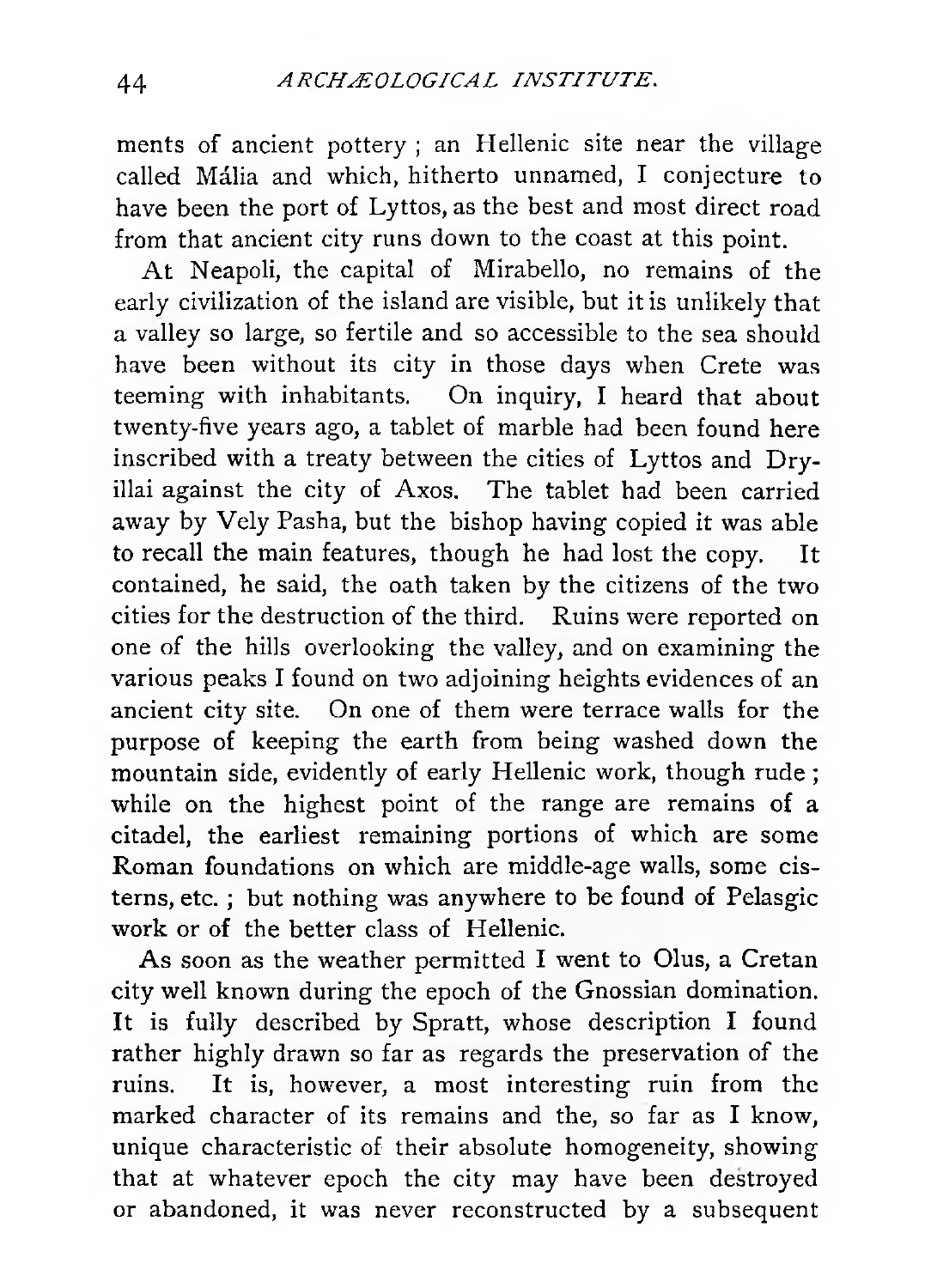ments of ancient pottery ; an Hellenic site near the village called Mália and which, hitherto unnamed, I conjecture to have been the port of Lyttos, as the best and most direct road from that ancient city runs down to the coast at this point.

At Neapoli, the capital of Mirabello, no remains of the early civilization of the island are visible, but it is unlikely that a valley so large, so fertile and so accessible to the sea should have been without its city in those days when Crete was teeming with inhabitants. On inquiry, I heard that about twenty-five years ago, a tablet of marble had been found here inscribed with a treaty between the cities of Lyttos and Dryillai against the city of Axos. The tablet had been carried away by Vely Pasha, but the bishop having copied it was able to recall the main features, though he had lost the copy. It contained, he said, the oath taken by the citizens of the two cities for the destruction of the third. Ruins were reported on one of the hills overlooking the valley, and on examining the various peaks I found on two adjoining heights evidences of an ancient city site. On one of them were terrace walls for the purpose of keeping the earth from being washed down the mountain side, evidently of early Hellenic work, though rude ; while on the highest point of the range are remains of a citadel, the earliest remaining portions of which are some Roman foundations on which are middle-age walls, some cisterns, etc. ; but nothing was anywhere to be found of Pelasgic work or of the better class of Hellenic.

As soon as the weather permitted I went to Olus, a Cretan city well known during the epoch of the Gnossian domination. It is fully described by Spratt, whose description I found rather highly drawn so far as regards the preservation of the ruins. It is, however, a most interesting ruin from the marked character of its remains and the, so far as I know, unique characteristic of their absolute homogeneity, showing that at whatever epoch the city may have been destroyed or abandoned, it was never reconstructed by a subsequent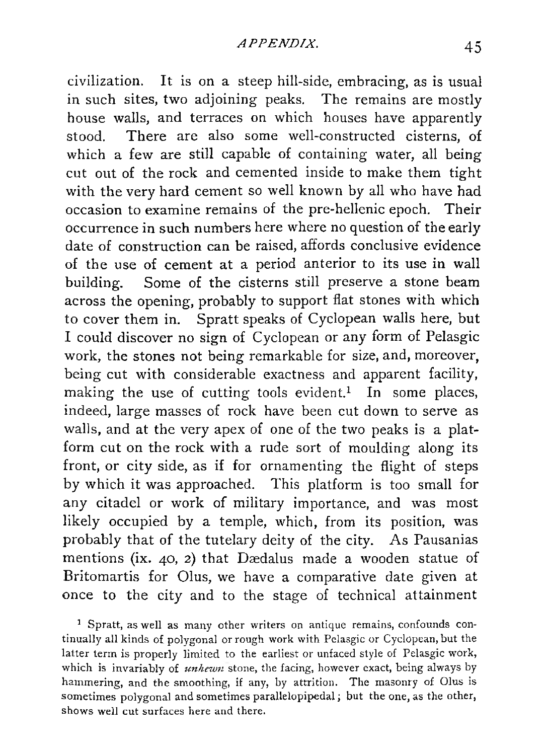civilization. It is on a steep hill-side, embracing, as is usual in such sites, two adjoining peaks. The remains are mostly house walls, and terraces on which houses have apparently stood. There are also some well-constructed cisterns, of which a few are still capable of containing water, all being cut out of the rock and cemented inside to make them tight with the very hard cement so well known by all who have had occasion to examine remains of the pre-hellenic epoch. Their occurrence in such numbers here where no question of the early date of construction can be raised, affords conclusive evidence of the use of cement at a period anterior to its use in wall building. Some of the cisterns still preserve a stone beam across the opening, probably to support flat stones with which to cover them in. Spratt speaks of Cyclopean walls here, but I could discover no sign of Cyclopean or any form of Pelasgic work, the stones not being remarkable for size, and, moreover, being cut with considerable exactness and apparent facility, making the use of cutting tools evident.[1] In some places, indeed, large masses of rock have been cut down to serve as walls, and at the very apex of one of the two peaks is a platform cut on the rock with a rude sort of moulding along its front, or city side, as if for ornamenting the flight of steps by which it was approached. This platform is too small for any citadel or work of military importance, and was most likely occupied by a temple, which, from its position, was probably that of the tutelary deity of the city. As Pausanias mentions (ix. 40, 2) that Dædalus made a wooden statue of Britomartis for Olus, we have a comparative date given at once to the city and to the stage of technical attainment

[1] Spratt, as well as many other writers on antique remains, confounds continually all kinds of polygonal or rough work with Pelasgic or Cyclopean, but the latter term is properly limited to the earliest or unfaced style of Pelasgic work, which is invariably of *unhewn* stone, the facing, however exact, being always by hammering, and the smoothing, if any, by attrition. The masonry of Olus is sometimes polygonal and sometimes parallelopipedal; but the one, as the other, shows well cut surfaces here and there.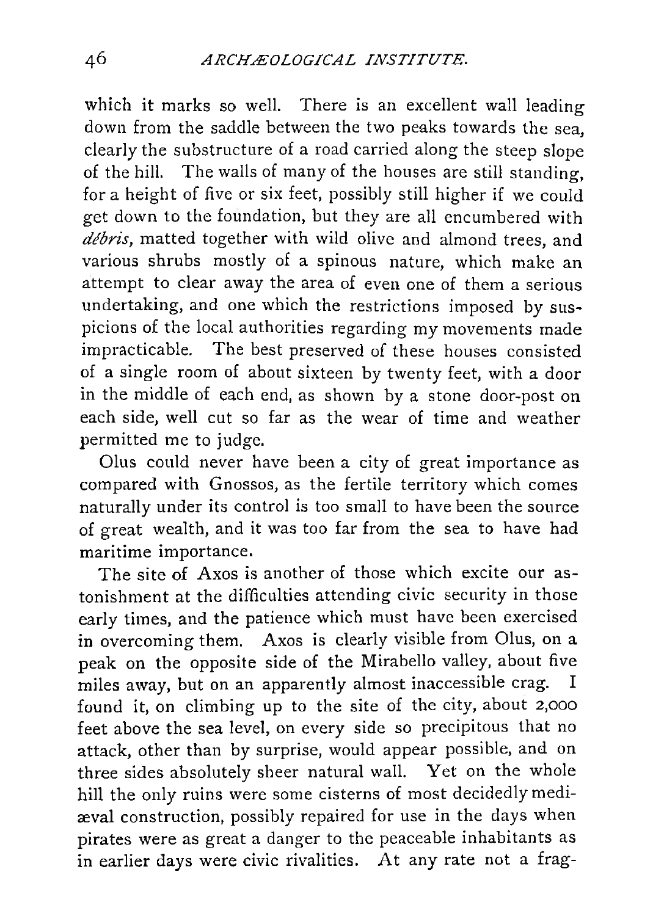which it marks so well. There is an excellent wall leading down from the saddle between the two peaks towards the sea, clearly the substructure of a road carried along the steep slope of the hill. The walls of many of the houses are still standing, for a height of five or six feet, possibly still higher if we could get down to the foundation, but they are all encumbered with *débris*, matted together with wild olive and almond trees, and various shrubs mostly of a spinous nature, which make an attempt to clear away the area of even one of them a serious undertaking, and one which the restrictions imposed by suspicions of the local authorities regarding my movements made impracticable. The best preserved of these houses consisted of a single room of about sixteen by twenty feet, with a door in the middle of each end, as shown by a stone door-post on each side, well cut so far as the wear of time and weather permitted me to judge.

Olus could never have been a city of great importance as compared with Gnossos, as the fertile territory which comes naturally under its control is too small to have been the source of great wealth, and it was too far from the sea to have had maritime importance.

The site of Axos is another of those which excite our astonishment at the difficulties attending civic security in those early times, and the patience which must have been exercised in overcoming them. Axos is clearly visible from Olus, on a peak on the opposite side of the Mirabello valley, about five miles away, but on an apparently almost inaccessible crag. I found it, on climbing up to the site of the city, about 2,000 feet above the sea level, on every side so precipitous that no attack, other than by surprise, would appear possible, and on three sides absolutely sheer natural wall. Yet on the whole hill the only ruins were some cisterns of most decidedly mediæval construction, possibly repaired for use in the days when pirates were as great a danger to the peaceable inhabitants as in earlier days were civic rivalities. At any rate not a frag-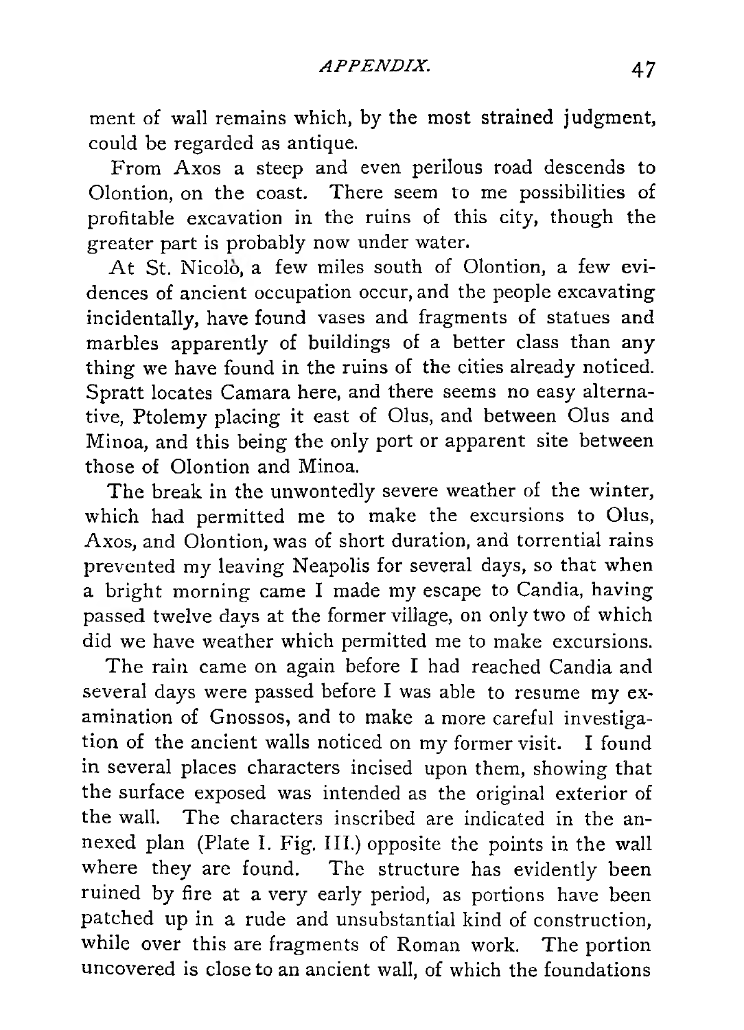ment of wall remains which, by the most strained judgment, could be regarded as antique.

From Axos a steep and even perilous road descends to Olontion, on the coast. There seem to me possibilities of profitable excavation in the ruins of this city, though the greater part is probably now under water.

At St. Nicolò, a few miles south of Olontion, a few evidences of ancient occupation occur, and the people excavating incidentally, have found vases and fragments of statues and marbles apparently of buildings of a better class than any thing we have found in the ruins of the cities already noticed. Spratt locates Camara here, and there seems no easy alternative, Ptolemy placing it east of Olus, and between Olus and Minoa, and this being the only port or apparent site between those of Olontion and Minoa.

The break in the unwontedly severe weather of the winter, which had permitted me to make the excursions to Olus, Axos, and Olontion, was of short duration, and torrential rains prevented my leaving Neapolis for several days, so that when a bright morning came I made my escape to Candia, having passed twelve days at the former village, on only two of which did we have weather which permitted me to make excursions.

The rain came on again before I had reached Candia and several days were passed before I was able to resume my examination of Gnossos, and to make a more careful investigation of the ancient walls noticed on my former visit. I found in several places characters incised upon them, showing that the surface exposed was intended as the original exterior of the wall. The characters inscribed are indicated in the annexed plan (Plate I. Fig. III.) opposite the points in the wall where they are found. The structure has evidently been ruined by fire at a very early period, as portions have been patched up in a rude and unsubstantial kind of construction, while over this are fragments of Roman work. The portion uncovered is close to an ancient wall, of which the foundations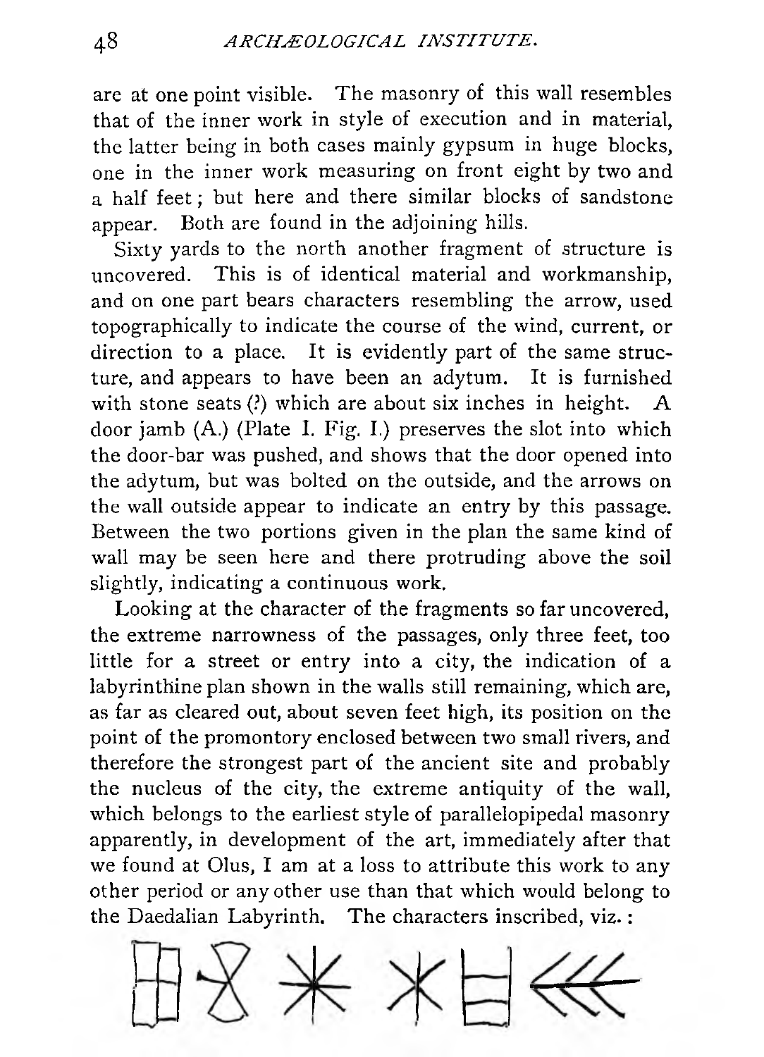are at one point visible. The masonry of this wall resembles that of the inner work in style of execution and in material, the latter being in both cases mainly gypsum in huge blocks, one in the inner work measuring on front eight by two and a half feet; but here and there similar blocks of sandstone appear. Both are found in the adjoining hills.

Sixty yards to the north another fragment of structure is uncovered. This is of identical material and workmanship, and on one part bears characters resembling the arrow, used topographically to indicate the course of the wind, current, or direction to a place. It is evidently part of the same structure, and appears to have been an adytum. It is furnished with stone seats (?) which are about six inches in height. A door jamb (A.) (Plate I. Fig. I.) preserves the slot into which the door-bar was pushed, and shows that the door opened into the adytum, but was bolted on the outside, and the arrows on the wall outside appear to indicate an entry by this passage. Between the two portions given in the plan the same kind of wall may be seen here and there protruding above the soil slightly, indicating a continuous work.

Looking at the character of the fragments so far uncovered, the extreme narrowness of the passages, only three feet, too little for a street or entry into a city, the indication of a labyrinthine plan shown in the walls still remaining, which are, as far as cleared out, about seven feet high, its position on the point of the promontory enclosed between two small rivers, and therefore the strongest part of the ancient site and probably the nucleus of the city, the extreme antiquity of the wall, which belongs to the earliest style of parallelopipedal masonry apparently, in development of the art, immediately after that we found at Olus, I am at a loss to attribute this work to any other period or any other use than that which would belong to the Daedalian Labyrinth. The characters inscribed, viz.: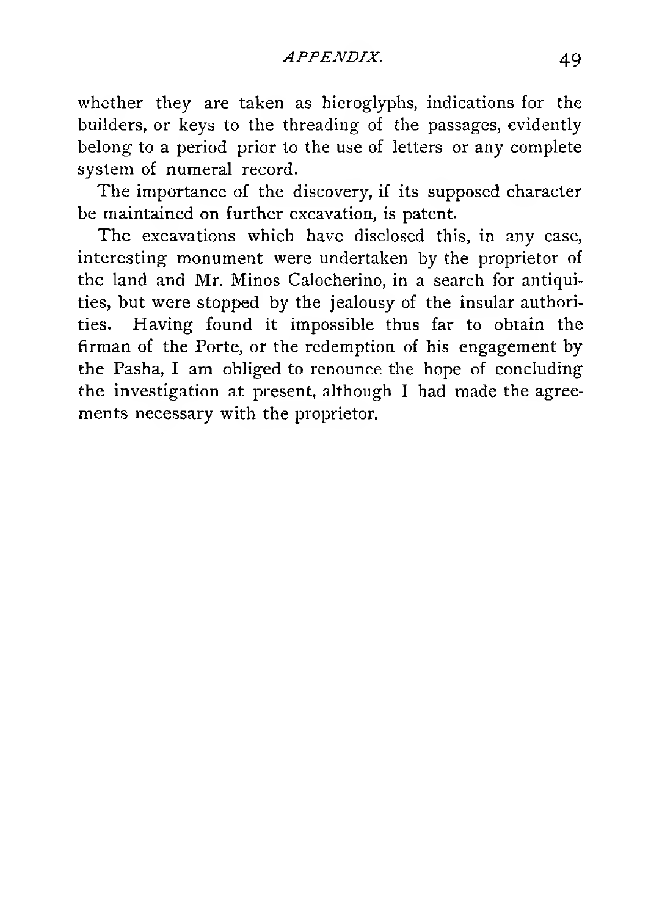whether they are taken as hieroglyphs, indications for the builders, or keys to the threading of the passages, evidently belong to a period prior to the use of letters or any complete system of numeral record.

The importance of the discovery, if its supposed character be maintained on further excavation, is patent.

The excavations which have disclosed this, in any case, interesting monument were undertaken by the proprietor of the land and Mr. Minos Calocherino, in a search for antiquities, but were stopped by the jealousy of the insular authorities. Having found it impossible thus far to obtain the firman of the Porte, or the redemption of his engagement by the Pasha, I am obliged to renounce the hope of concluding the investigation at present, although I had made the agreements necessary with the proprietor.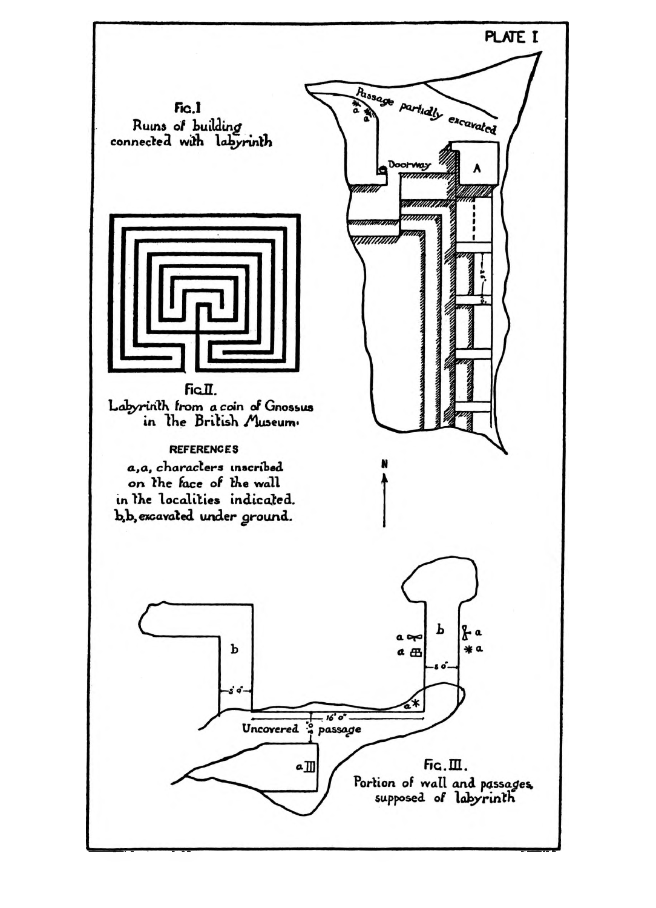PLATE I

Fig. I
Ruins of building connected with labyrinth

Passage partially excavated

Doorway

A

Fig. II.
Labyrinth from a coin of Gnossus in the British Museum.

REFERENCES
a, a, characters inscribed on the face of the wall in the localities indicated.
b, b, excavated under ground.

N

b

b

5' 0"

5' 0"

16' 0"

Uncovered passage

Fig. III.
Portion of wall and passages, supposed of labyrinth